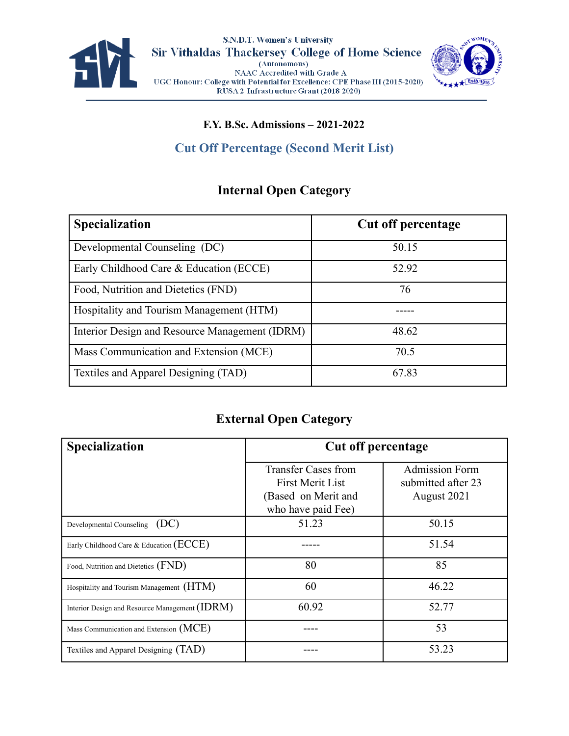S.N.D.T. Women's University

# Sir Vithaldas Thackersey College of Home Science

(Autonomous)

NAAC Accredited with Grade A

UGC Honour: College with Potential for Excellence: CPE Phase III (2015-2020)

RUSA 2-Infrastructure Grant (2018-2020)

**F.Y. B.Sc. Admissions – 2021-2022**

## Cut Off Percentage (Second Merit List)

### Internal Open Category

| Specialization | Cut off percentage |
|---|---|
| Developmental Counseling (DC) | 50.15 |
| Early Childhood Care & Education (ECCE) | 52.92 |
| Food, Nutrition and Dietetics (FND) | 76 |
| Hospitality and Tourism Management (HTM) | ----- |
| Interior Design and Resource Management (IDRM) | 48.62 |
| Mass Communication and Extension (MCE) | 70.5 |
| Textiles and Apparel Designing (TAD) | 67.83 |

### External Open Category

| Specialization | Cut off percentage | |
|---|---|---|
| | Transfer Cases from First Merit List (Based on Merit and who have paid Fee) | Admission Form submitted after 23 August 2021 |
| Developmental Counseling (DC) | 51.23 | 50.15 |
| Early Childhood Care & Education (ECCE) | ----- | 51.54 |
| Food, Nutrition and Dietetics (FND) | 80 | 85 |
| Hospitality and Tourism Management (HTM) | 60 | 46.22 |
| Interior Design and Resource Management (IDRM) | 60.92 | 52.77 |
| Mass Communication and Extension (MCE) | ---- | 53 |
| Textiles and Apparel Designing (TAD) | ---- | 53.23 |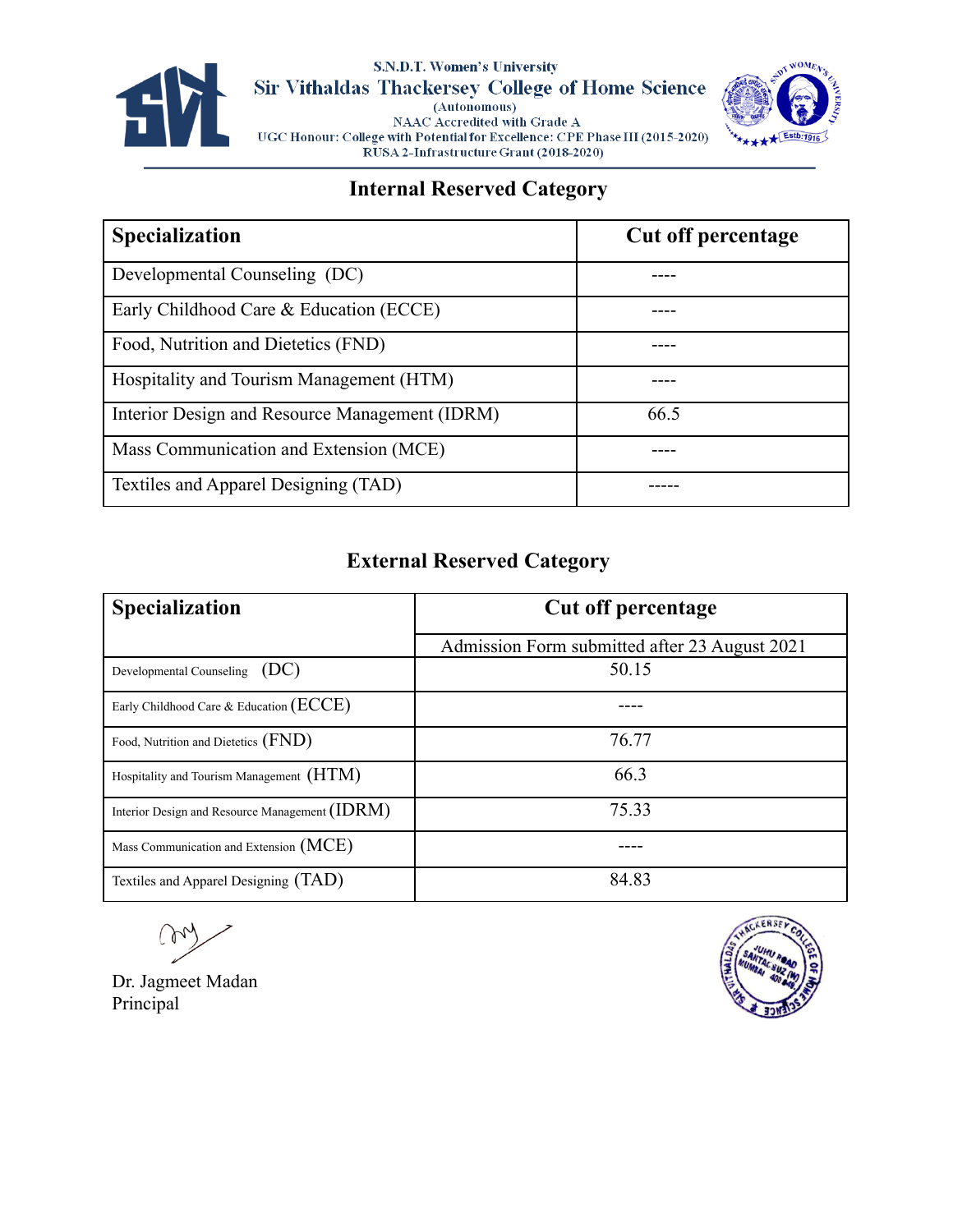S.N.D.T. Women's University

Sir Vithaldas Thackersey College of Home Science

(Autonomous)

NAAC Accredited with Grade A

UGC Honour: College with Potential for Excellence: CPE Phase III (2015-2020)

RUSA 2-Infrastructure Grant (2018-2020)

## Internal Reserved Category

| Specialization | Cut off percentage |
|---|---|
| Developmental Counseling (DC) | ---- |
| Early Childhood Care & Education (ECCE) | ---- |
| Food, Nutrition and Dietetics (FND) | ---- |
| Hospitality and Tourism Management (HTM) | ---- |
| Interior Design and Resource Management (IDRM) | 66.5 |
| Mass Communication and Extension (MCE) | ---- |
| Textiles and Apparel Designing (TAD) | ----- |

## External Reserved Category

| Specialization | Cut off percentage |
|---|---|
| | Admission Form submitted after 23 August 2021 |
| Developmental Counseling (DC) | 50.15 |
| Early Childhood Care & Education (ECCE) | ---- |
| Food, Nutrition and Dietetics (FND) | 76.77 |
| Hospitality and Tourism Management (HTM) | 66.3 |
| Interior Design and Resource Management (IDRM) | 75.33 |
| Mass Communication and Extension (MCE) | ---- |
| Textiles and Apparel Designing (TAD) | 84.83 |

Dr. Jagmeet Madan
Principal